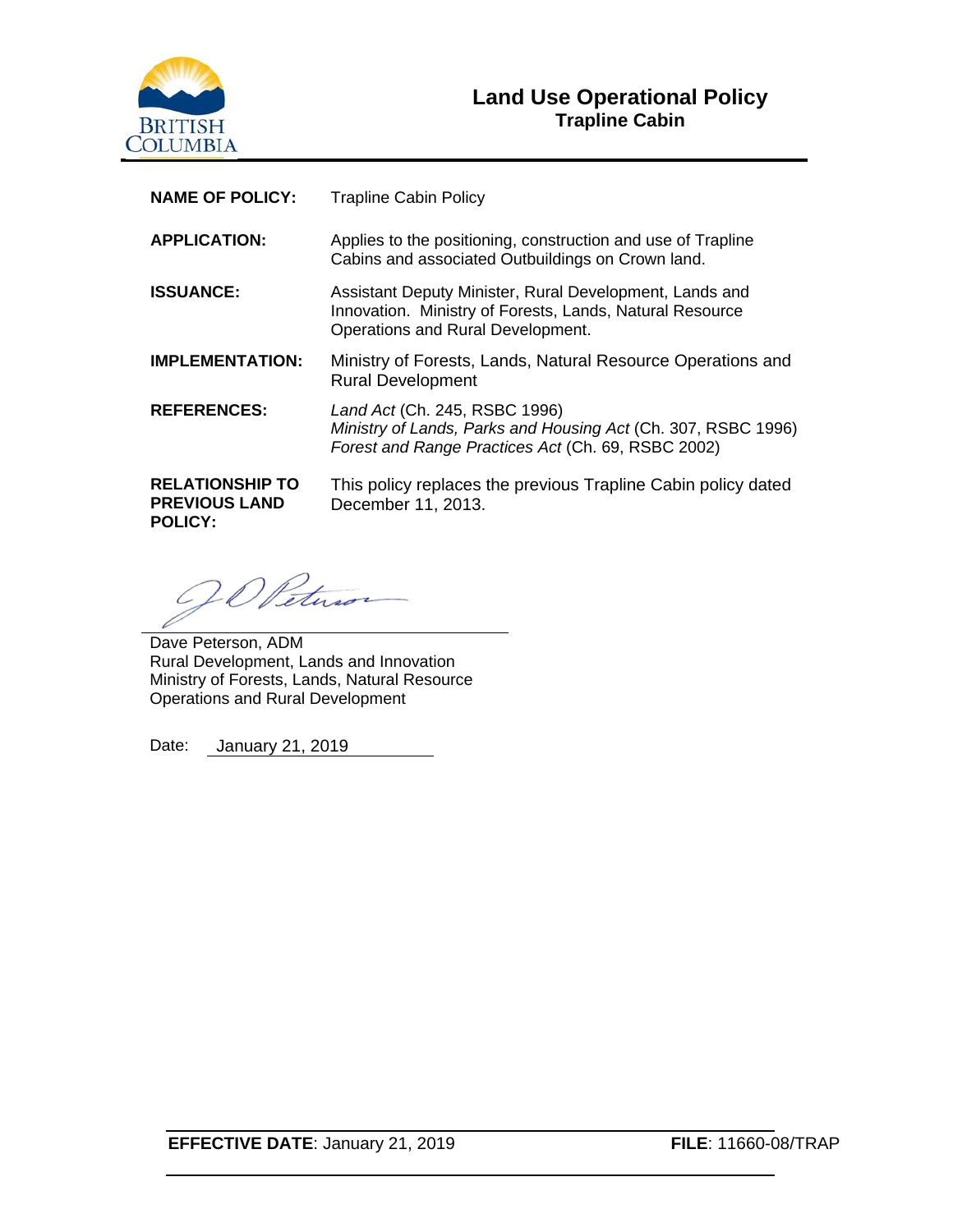# Land Use Operational Policy

## Trapline Cabin

| | |
|---|---|
| **NAME OF POLICY:** | Trapline Cabin Policy |
| **APPLICATION:** | Applies to the positioning, construction and use of Trapline Cabins and associated Outbuildings on Crown land. |
| **ISSUANCE:** | Assistant Deputy Minister, Rural Development, Lands and Innovation. Ministry of Forests, Lands, Natural Resource Operations and Rural Development. |
| **IMPLEMENTATION:** | Ministry of Forests, Lands, Natural Resource Operations and Rural Development |
| **REFERENCES:** | *Land Act* (Ch. 245, RSBC 1996)<br>*Ministry of Lands, Parks and Housing Act* (Ch. 307, RSBC 1996)<br>*Forest and Range Practices Act* (Ch. 69, RSBC 2002) |
| **RELATIONSHIP TO PREVIOUS LAND POLICY:** | This policy replaces the previous Trapline Cabin policy dated December 11, 2013. |

Dave Peterson, ADM
Rural Development, Lands and Innovation
Ministry of Forests, Lands, Natural Resource Operations and Rural Development

Date: January 21, 2019

**EFFECTIVE DATE**: January 21, 2019 **FILE**: 11660-08/TRAP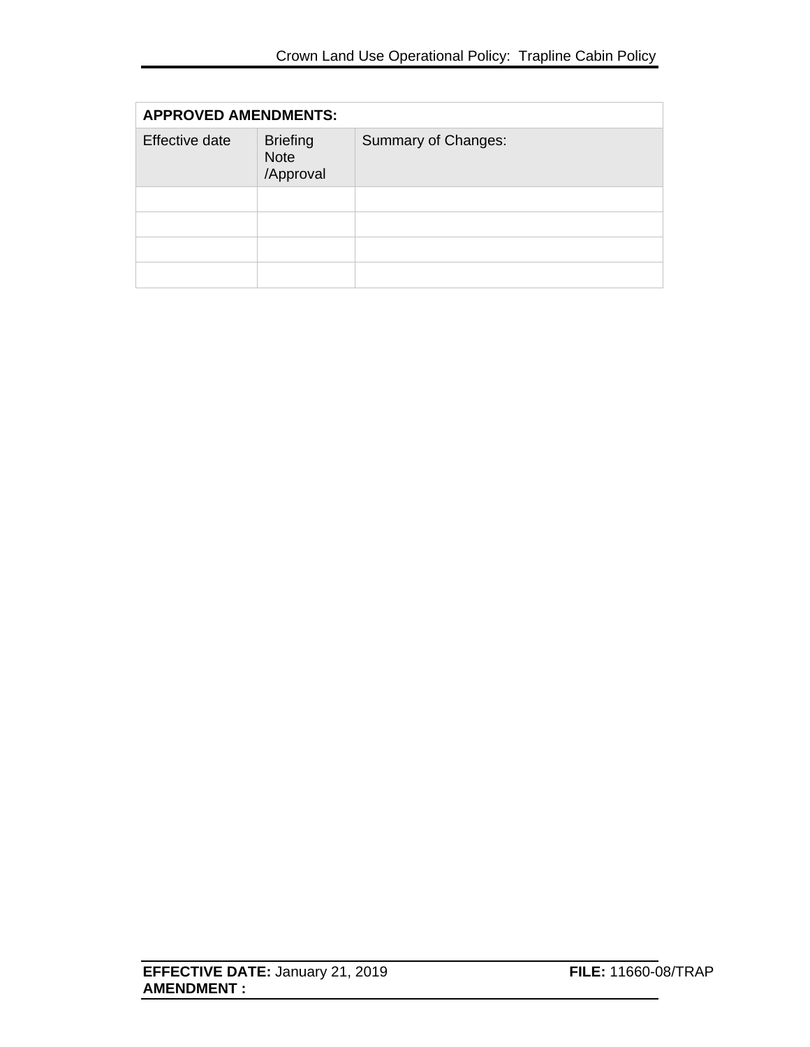| **APPROVED AMENDMENTS:** | | |
|---|---|---|
| Effective date | Briefing Note /Approval | Summary of Changes: |
| | | |
| | | |
| | | |
| | | |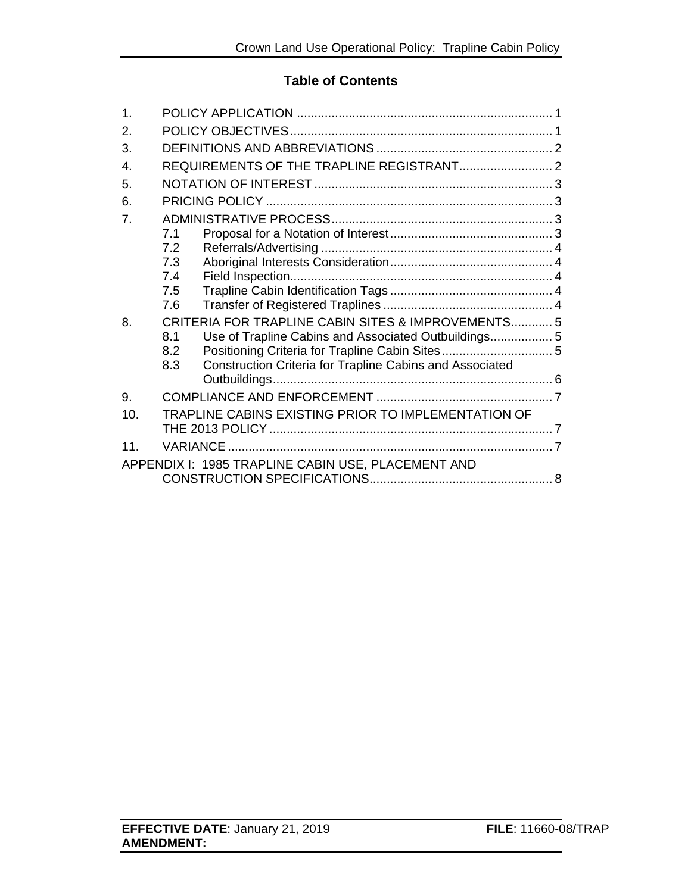## Table of Contents

1. POLICY APPLICATION .......................................................................... 1
2. POLICY OBJECTIVES ............................................................................ 1
3. DEFINITIONS AND ABBREVIATIONS ................................................... 2
4. REQUIREMENTS OF THE TRAPLINE REGISTRANT ............................ 2
5. NOTATION OF INTEREST ..................................................................... 3
6. PRICING POLICY ................................................................................... 3
7. ADMINISTRATIVE PROCESS ................................................................ 3
   - 7.1 Proposal for a Notation of Interest ............................................... 3
   - 7.2 Referrals/Advertising ................................................................... 4
   - 7.3 Aboriginal Interests Consideration ............................................... 4
   - 7.4 Field Inspection ............................................................................ 4
   - 7.5 Trapline Cabin Identification Tags ............................................... 4
   - 7.6 Transfer of Registered Traplines .................................................. 4
8. CRITERIA FOR TRAPLINE CABIN SITES & IMPROVEMENTS ............ 5
   - 8.1 Use of Trapline Cabins and Associated Outbuildings .................. 5
   - 8.2 Positioning Criteria for Trapline Cabin Sites ................................ 5
   - 8.3 Construction Criteria for Trapline Cabins and Associated Outbuildings ................................................................................. 6
9. COMPLIANCE AND ENFORCEMENT ................................................... 7
10. TRAPLINE CABINS EXISTING PRIOR TO IMPLEMENTATION OF THE 2013 POLICY ................................................................................... 7
11. VARIANCE .............................................................................................. 7

APPENDIX I: 1985 TRAPLINE CABIN USE, PLACEMENT AND CONSTRUCTION SPECIFICATIONS ..................................................... 8

**EFFECTIVE DATE**: January 21, 2019 **FILE**: 11660-08/TRAP
**AMENDMENT:**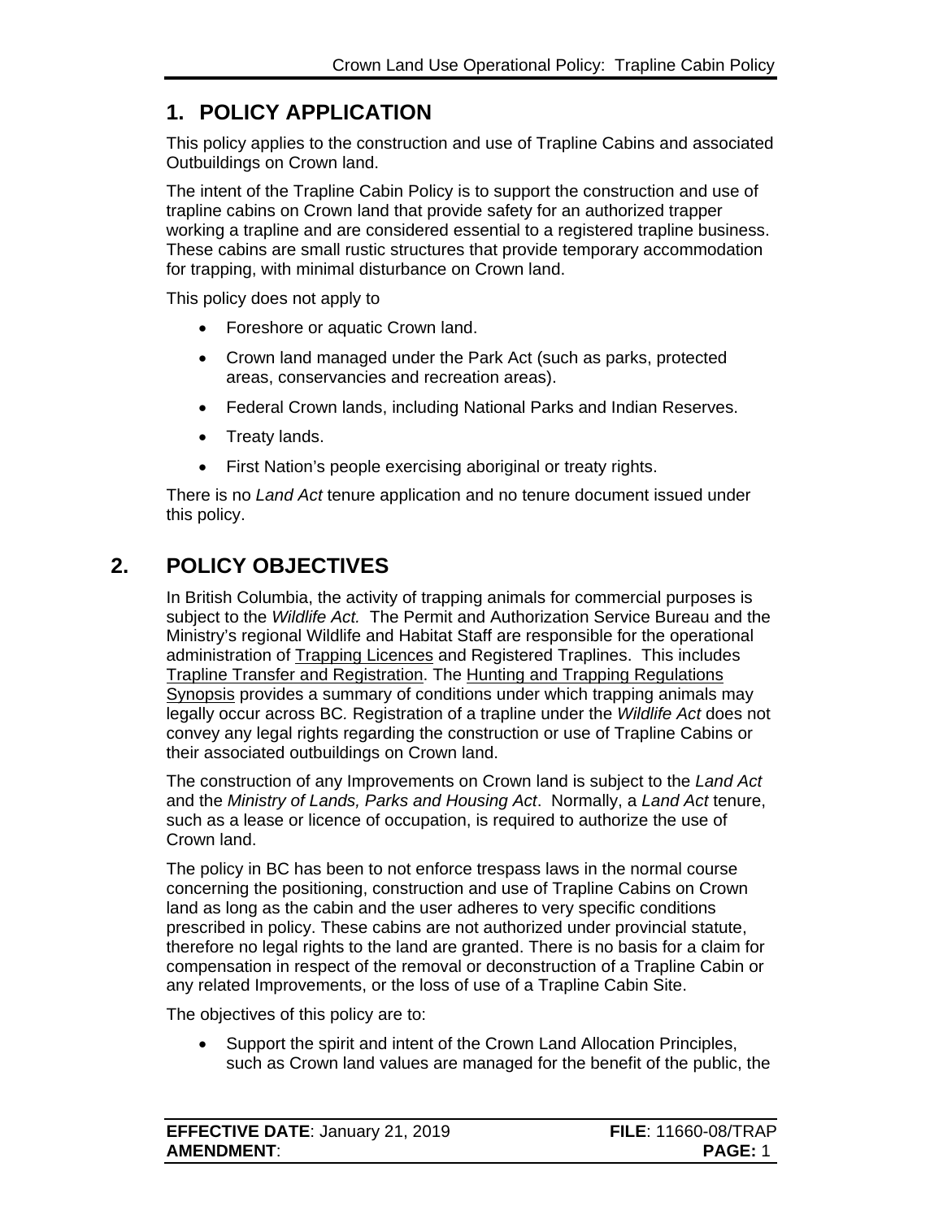## 1. POLICY APPLICATION

This policy applies to the construction and use of Trapline Cabins and associated Outbuildings on Crown land.

The intent of the Trapline Cabin Policy is to support the construction and use of trapline cabins on Crown land that provide safety for an authorized trapper working a trapline and are considered essential to a registered trapline business. These cabins are small rustic structures that provide temporary accommodation for trapping, with minimal disturbance on Crown land.

This policy does not apply to

- Foreshore or aquatic Crown land.
- Crown land managed under the Park Act (such as parks, protected areas, conservancies and recreation areas).
- Federal Crown lands, including National Parks and Indian Reserves.
- Treaty lands.
- First Nation's people exercising aboriginal or treaty rights.

There is no *Land Act* tenure application and no tenure document issued under this policy.

## 2. POLICY OBJECTIVES

In British Columbia, the activity of trapping animals for commercial purposes is subject to the *Wildlife Act.* The Permit and Authorization Service Bureau and the Ministry's regional Wildlife and Habitat Staff are responsible for the operational administration of Trapping Licences and Registered Traplines. This includes Trapline Transfer and Registration. The Hunting and Trapping Regulations Synopsis provides a summary of conditions under which trapping animals may legally occur across BC. Registration of a trapline under the *Wildlife Act* does not convey any legal rights regarding the construction or use of Trapline Cabins or their associated outbuildings on Crown land.

The construction of any Improvements on Crown land is subject to the *Land Act* and the *Ministry of Lands, Parks and Housing Act*. Normally, a *Land Act* tenure, such as a lease or licence of occupation, is required to authorize the use of Crown land.

The policy in BC has been to not enforce trespass laws in the normal course concerning the positioning, construction and use of Trapline Cabins on Crown land as long as the cabin and the user adheres to very specific conditions prescribed in policy. These cabins are not authorized under provincial statute, therefore no legal rights to the land are granted. There is no basis for a claim for compensation in respect of the removal or deconstruction of a Trapline Cabin or any related Improvements, or the loss of use of a Trapline Cabin Site.

The objectives of this policy are to:

- Support the spirit and intent of the Crown Land Allocation Principles, such as Crown land values are managed for the benefit of the public, the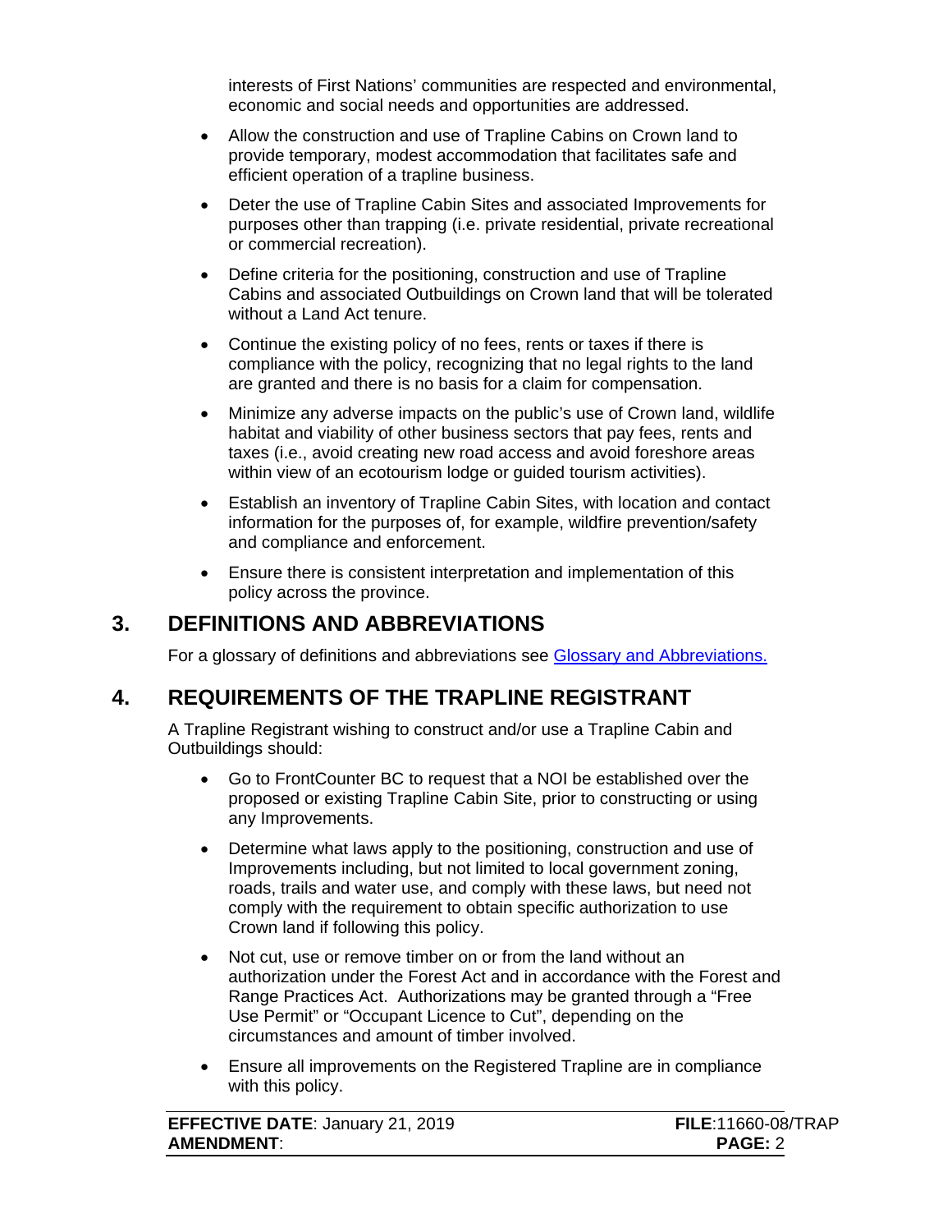interests of First Nations' communities are respected and environmental, economic and social needs and opportunities are addressed.

- Allow the construction and use of Trapline Cabins on Crown land to provide temporary, modest accommodation that facilitates safe and efficient operation of a trapline business.
- Deter the use of Trapline Cabin Sites and associated Improvements for purposes other than trapping (i.e. private residential, private recreational or commercial recreation).
- Define criteria for the positioning, construction and use of Trapline Cabins and associated Outbuildings on Crown land that will be tolerated without a Land Act tenure.
- Continue the existing policy of no fees, rents or taxes if there is compliance with the policy, recognizing that no legal rights to the land are granted and there is no basis for a claim for compensation.
- Minimize any adverse impacts on the public's use of Crown land, wildlife habitat and viability of other business sectors that pay fees, rents and taxes (i.e., avoid creating new road access and avoid foreshore areas within view of an ecotourism lodge or guided tourism activities).
- Establish an inventory of Trapline Cabin Sites, with location and contact information for the purposes of, for example, wildfire prevention/safety and compliance and enforcement.
- Ensure there is consistent interpretation and implementation of this policy across the province.

## 3. DEFINITIONS AND ABBREVIATIONS

For a glossary of definitions and abbreviations see Glossary and Abbreviations.

## 4. REQUIREMENTS OF THE TRAPLINE REGISTRANT

A Trapline Registrant wishing to construct and/or use a Trapline Cabin and Outbuildings should:

- Go to FrontCounter BC to request that a NOI be established over the proposed or existing Trapline Cabin Site, prior to constructing or using any Improvements.
- Determine what laws apply to the positioning, construction and use of Improvements including, but not limited to local government zoning, roads, trails and water use, and comply with these laws, but need not comply with the requirement to obtain specific authorization to use Crown land if following this policy.
- Not cut, use or remove timber on or from the land without an authorization under the Forest Act and in accordance with the Forest and Range Practices Act. Authorizations may be granted through a "Free Use Permit" or "Occupant Licence to Cut", depending on the circumstances and amount of timber involved.
- Ensure all improvements on the Registered Trapline are in compliance with this policy.

**EFFECTIVE DATE**: January 21, 2019 **FILE**:11660-08/TRAP
**AMENDMENT**: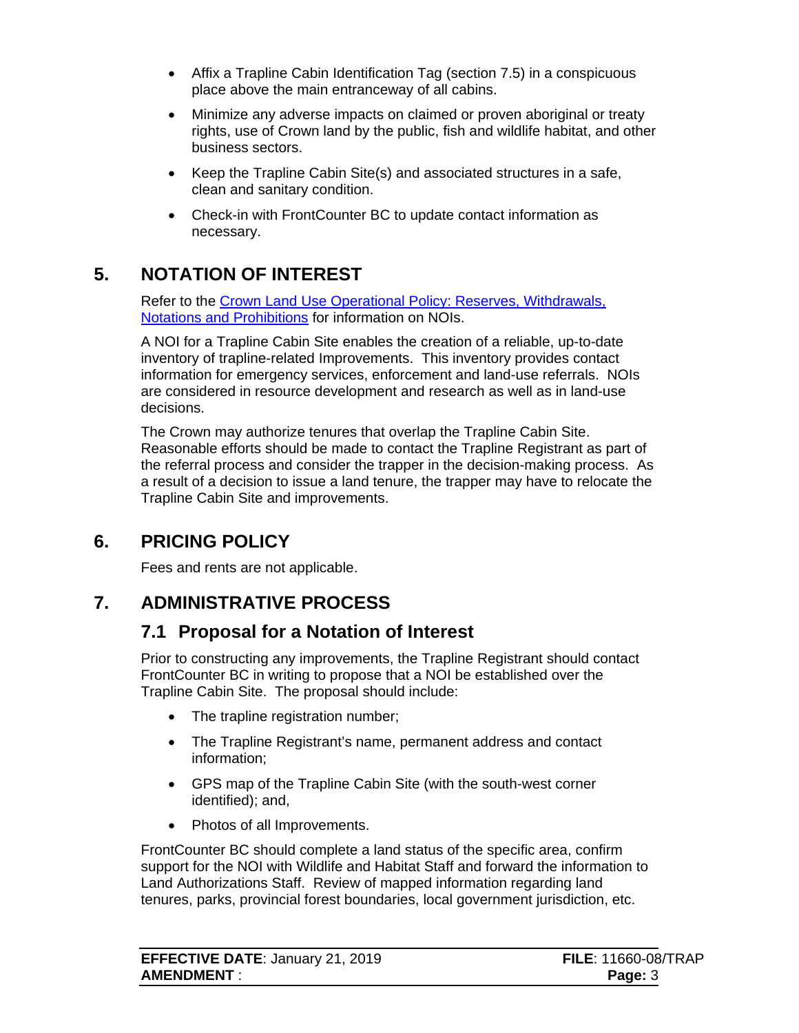- Affix a Trapline Cabin Identification Tag (section 7.5) in a conspicuous place above the main entranceway of all cabins.
- Minimize any adverse impacts on claimed or proven aboriginal or treaty rights, use of Crown land by the public, fish and wildlife habitat, and other business sectors.
- Keep the Trapline Cabin Site(s) and associated structures in a safe, clean and sanitary condition.
- Check-in with FrontCounter BC to update contact information as necessary.

# 5. NOTATION OF INTEREST

Refer to the [Crown Land Use Operational Policy: Reserves, Withdrawals, Notations and Prohibitions]() for information on NOIs.

A NOI for a Trapline Cabin Site enables the creation of a reliable, up-to-date inventory of trapline-related Improvements. This inventory provides contact information for emergency services, enforcement and land-use referrals. NOIs are considered in resource development and research as well as in land-use decisions.

The Crown may authorize tenures that overlap the Trapline Cabin Site. Reasonable efforts should be made to contact the Trapline Registrant as part of the referral process and consider the trapper in the decision-making process. As a result of a decision to issue a land tenure, the trapper may have to relocate the Trapline Cabin Site and improvements.

# 6. PRICING POLICY

Fees and rents are not applicable.

# 7. ADMINISTRATIVE PROCESS

## 7.1 Proposal for a Notation of Interest

Prior to constructing any improvements, the Trapline Registrant should contact FrontCounter BC in writing to propose that a NOI be established over the Trapline Cabin Site. The proposal should include:

- The trapline registration number;
- The Trapline Registrant's name, permanent address and contact information;
- GPS map of the Trapline Cabin Site (with the south-west corner identified); and,
- Photos of all Improvements.

FrontCounter BC should complete a land status of the specific area, confirm support for the NOI with Wildlife and Habitat Staff and forward the information to Land Authorizations Staff. Review of mapped information regarding land tenures, parks, provincial forest boundaries, local government jurisdiction, etc.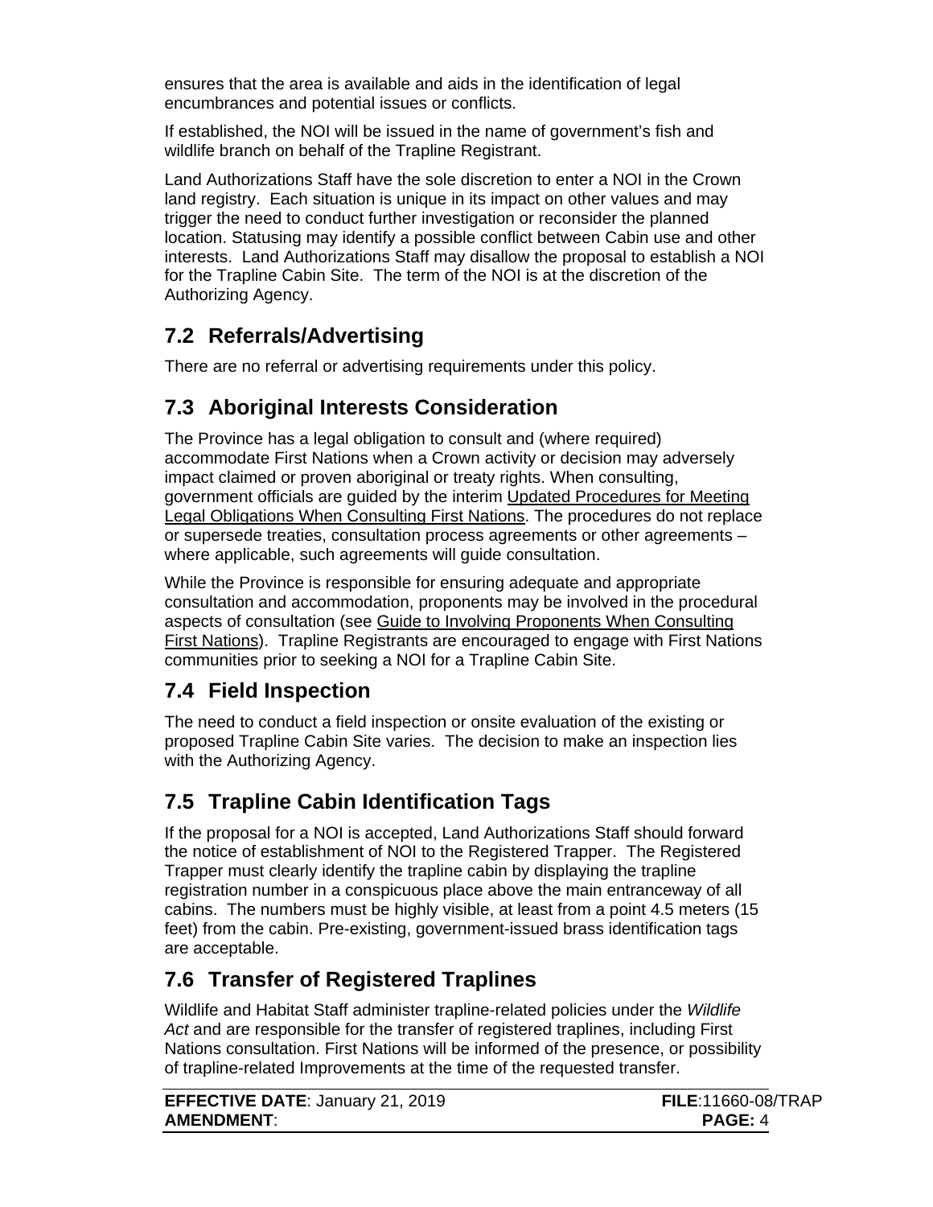ensures that the area is available and aids in the identification of legal encumbrances and potential issues or conflicts.

If established, the NOI will be issued in the name of government's fish and wildlife branch on behalf of the Trapline Registrant.

Land Authorizations Staff have the sole discretion to enter a NOI in the Crown land registry. Each situation is unique in its impact on other values and may trigger the need to conduct further investigation or reconsider the planned location. Statusing may identify a possible conflict between Cabin use and other interests. Land Authorizations Staff may disallow the proposal to establish a NOI for the Trapline Cabin Site. The term of the NOI is at the discretion of the Authorizing Agency.

## 7.2 Referrals/Advertising

There are no referral or advertising requirements under this policy.

## 7.3 Aboriginal Interests Consideration

The Province has a legal obligation to consult and (where required) accommodate First Nations when a Crown activity or decision may adversely impact claimed or proven aboriginal or treaty rights. When consulting, government officials are guided by the interim Updated Procedures for Meeting Legal Obligations When Consulting First Nations. The procedures do not replace or supersede treaties, consultation process agreements or other agreements – where applicable, such agreements will guide consultation.

While the Province is responsible for ensuring adequate and appropriate consultation and accommodation, proponents may be involved in the procedural aspects of consultation (see Guide to Involving Proponents When Consulting First Nations). Trapline Registrants are encouraged to engage with First Nations communities prior to seeking a NOI for a Trapline Cabin Site.

## 7.4 Field Inspection

The need to conduct a field inspection or onsite evaluation of the existing or proposed Trapline Cabin Site varies. The decision to make an inspection lies with the Authorizing Agency.

## 7.5 Trapline Cabin Identification Tags

If the proposal for a NOI is accepted, Land Authorizations Staff should forward the notice of establishment of NOI to the Registered Trapper. The Registered Trapper must clearly identify the trapline cabin by displaying the trapline registration number in a conspicuous place above the main entranceway of all cabins. The numbers must be highly visible, at least from a point 4.5 meters (15 feet) from the cabin. Pre-existing, government-issued brass identification tags are acceptable.

## 7.6 Transfer of Registered Traplines

Wildlife and Habitat Staff administer trapline-related policies under the *Wildlife Act* and are responsible for the transfer of registered traplines, including First Nations consultation. First Nations will be informed of the presence, or possibility of trapline-related Improvements at the time of the requested transfer.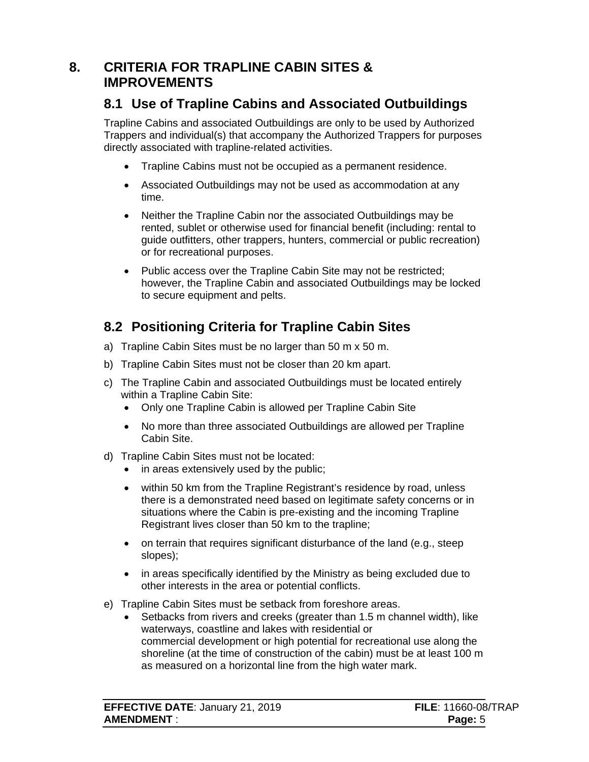# 8. CRITERIA FOR TRAPLINE CABIN SITES & IMPROVEMENTS

## 8.1 Use of Trapline Cabins and Associated Outbuildings

Trapline Cabins and associated Outbuildings are only to be used by Authorized Trappers and individual(s) that accompany the Authorized Trappers for purposes directly associated with trapline-related activities.

- Trapline Cabins must not be occupied as a permanent residence.
- Associated Outbuildings may not be used as accommodation at any time.
- Neither the Trapline Cabin nor the associated Outbuildings may be rented, sublet or otherwise used for financial benefit (including: rental to guide outfitters, other trappers, hunters, commercial or public recreation) or for recreational purposes.
- Public access over the Trapline Cabin Site may not be restricted; however, the Trapline Cabin and associated Outbuildings may be locked to secure equipment and pelts.

## 8.2 Positioning Criteria for Trapline Cabin Sites

a) Trapline Cabin Sites must be no larger than 50 m x 50 m.

b) Trapline Cabin Sites must not be closer than 20 km apart.

c) The Trapline Cabin and associated Outbuildings must be located entirely within a Trapline Cabin Site:
   - Only one Trapline Cabin is allowed per Trapline Cabin Site
   - No more than three associated Outbuildings are allowed per Trapline Cabin Site.

d) Trapline Cabin Sites must not be located:
   - in areas extensively used by the public;
   - within 50 km from the Trapline Registrant's residence by road, unless there is a demonstrated need based on legitimate safety concerns or in situations where the Cabin is pre-existing and the incoming Trapline Registrant lives closer than 50 km to the trapline;
   - on terrain that requires significant disturbance of the land (e.g., steep slopes);
   - in areas specifically identified by the Ministry as being excluded due to other interests in the area or potential conflicts.

e) Trapline Cabin Sites must be setback from foreshore areas.
   - Setbacks from rivers and creeks (greater than 1.5 m channel width), like waterways, coastline and lakes with residential or commercial development or high potential for recreational use along the shoreline (at the time of construction of the cabin) must be at least 100 m as measured on a horizontal line from the high water mark.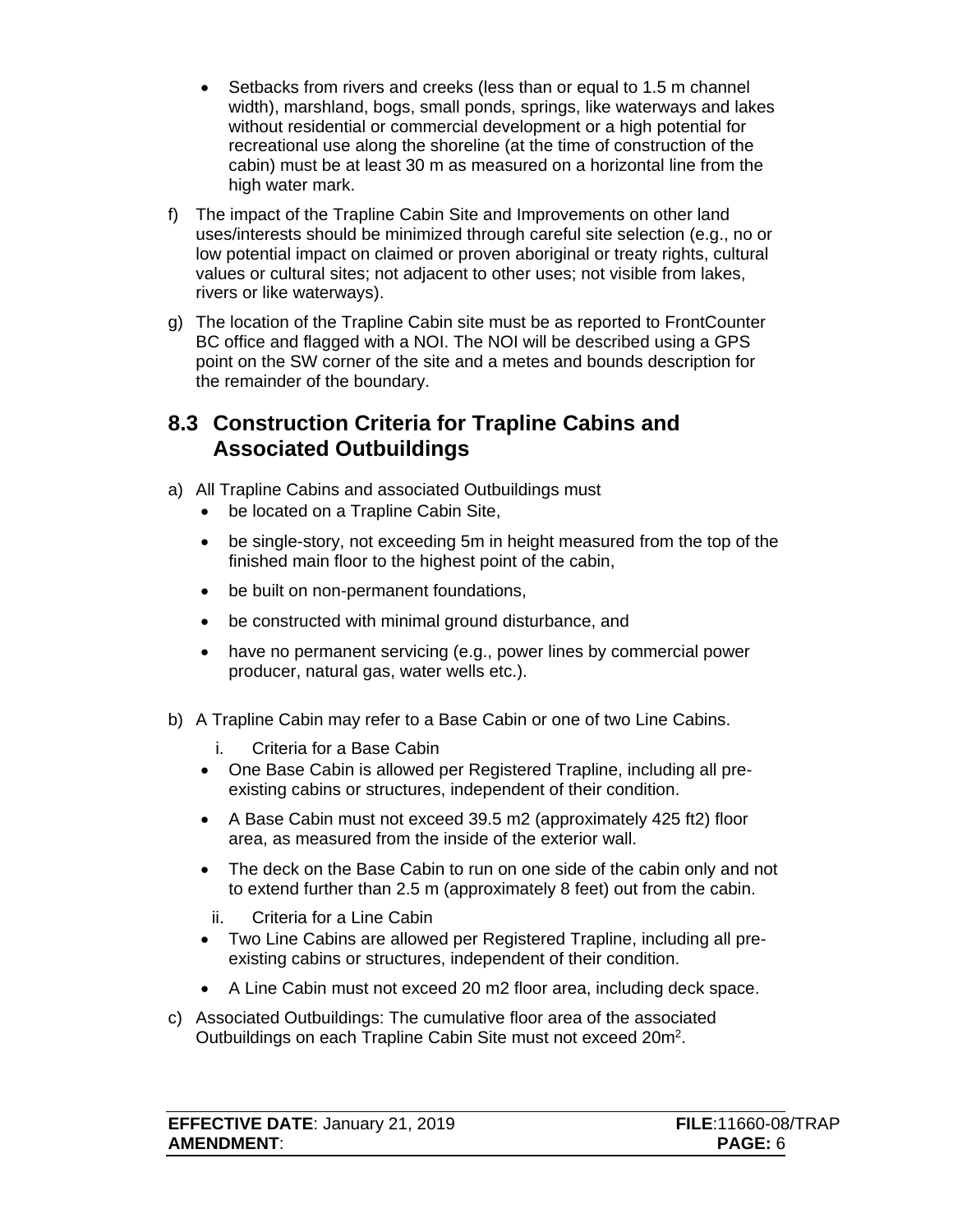- Setbacks from rivers and creeks (less than or equal to 1.5 m channel width), marshland, bogs, small ponds, springs, like waterways and lakes without residential or commercial development or a high potential for recreational use along the shoreline (at the time of construction of the cabin) must be at least 30 m as measured on a horizontal line from the high water mark.

f) The impact of the Trapline Cabin Site and Improvements on other land uses/interests should be minimized through careful site selection (e.g., no or low potential impact on claimed or proven aboriginal or treaty rights, cultural values or cultural sites; not adjacent to other uses; not visible from lakes, rivers or like waterways).

g) The location of the Trapline Cabin site must be as reported to FrontCounter BC office and flagged with a NOI. The NOI will be described using a GPS point on the SW corner of the site and a metes and bounds description for the remainder of the boundary.

## 8.3 Construction Criteria for Trapline Cabins and Associated Outbuildings

a) All Trapline Cabins and associated Outbuildings must
   - be located on a Trapline Cabin Site,
   - be single-story, not exceeding 5m in height measured from the top of the finished main floor to the highest point of the cabin,
   - be built on non-permanent foundations,
   - be constructed with minimal ground disturbance, and
   - have no permanent servicing (e.g., power lines by commercial power producer, natural gas, water wells etc.).

b) A Trapline Cabin may refer to a Base Cabin or one of two Line Cabins.

   i. Criteria for a Base Cabin

   - One Base Cabin is allowed per Registered Trapline, including all pre-existing cabins or structures, independent of their condition.
   - A Base Cabin must not exceed 39.5 m2 (approximately 425 ft2) floor area, as measured from the inside of the exterior wall.
   - The deck on the Base Cabin to run on one side of the cabin only and not to extend further than 2.5 m (approximately 8 feet) out from the cabin.

   ii. Criteria for a Line Cabin

   - Two Line Cabins are allowed per Registered Trapline, including all pre-existing cabins or structures, independent of their condition.
   - A Line Cabin must not exceed 20 m2 floor area, including deck space.

c) Associated Outbuildings: The cumulative floor area of the associated Outbuildings on each Trapline Cabin Site must not exceed 20$m^2$.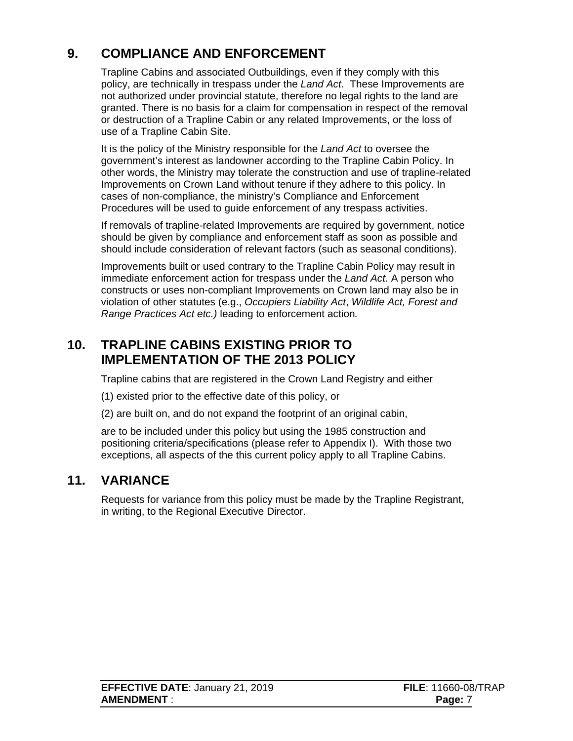## 9. COMPLIANCE AND ENFORCEMENT

Trapline Cabins and associated Outbuildings, even if they comply with this policy, are technically in trespass under the *Land Act*. These Improvements are not authorized under provincial statute, therefore no legal rights to the land are granted. There is no basis for a claim for compensation in respect of the removal or destruction of a Trapline Cabin or any related Improvements, or the loss of use of a Trapline Cabin Site.

It is the policy of the Ministry responsible for the *Land Act* to oversee the government's interest as landowner according to the Trapline Cabin Policy. In other words, the Ministry may tolerate the construction and use of trapline-related Improvements on Crown Land without tenure if they adhere to this policy. In cases of non-compliance, the ministry's Compliance and Enforcement Procedures will be used to guide enforcement of any trespass activities.

If removals of trapline-related Improvements are required by government, notice should be given by compliance and enforcement staff as soon as possible and should include consideration of relevant factors (such as seasonal conditions).

Improvements built or used contrary to the Trapline Cabin Policy may result in immediate enforcement action for trespass under the *Land Act*. A person who constructs or uses non-compliant Improvements on Crown land may also be in violation of other statutes (e.g., *Occupiers Liability Act*, *Wildlife Act, Forest and Range Practices Act etc.)* leading to enforcement action*.*

## 10. TRAPLINE CABINS EXISTING PRIOR TO IMPLEMENTATION OF THE 2013 POLICY

Trapline cabins that are registered in the Crown Land Registry and either

(1) existed prior to the effective date of this policy, or

(2) are built on, and do not expand the footprint of an original cabin,

are to be included under this policy but using the 1985 construction and positioning criteria/specifications (please refer to Appendix I). With those two exceptions, all aspects of the this current policy apply to all Trapline Cabins.

## 11. VARIANCE

Requests for variance from this policy must be made by the Trapline Registrant, in writing, to the Regional Executive Director.

**EFFECTIVE DATE**: January 21, 2019 **FILE**: 11660-08/TRAP
**AMENDMENT** :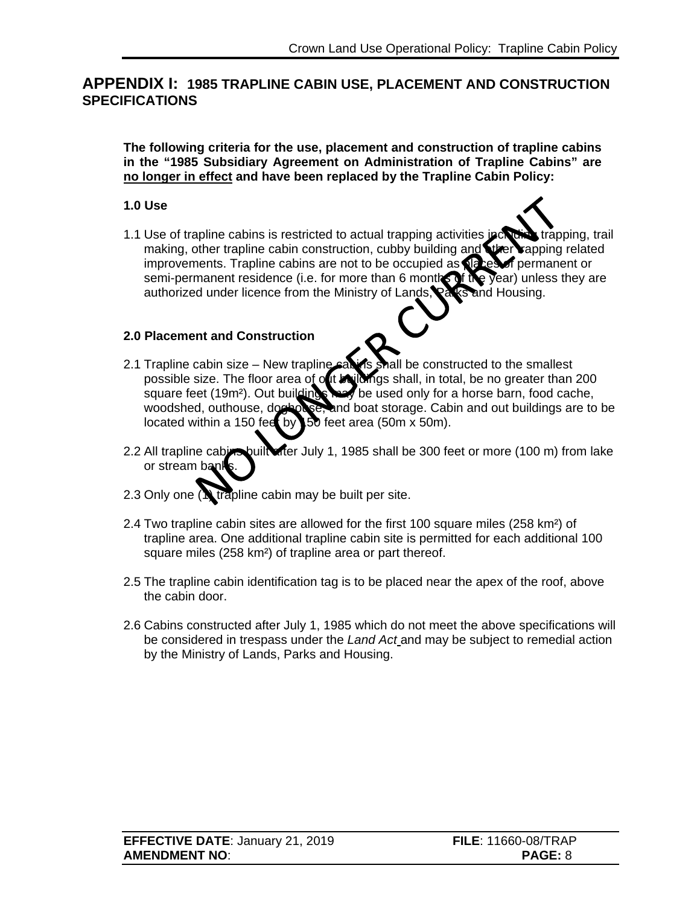# APPENDIX I: 1985 TRAPLINE CABIN USE, PLACEMENT AND CONSTRUCTION SPECIFICATIONS

**The following criteria for the use, placement and construction of trapline cabins in the "1985 Subsidiary Agreement on Administration of Trapline Cabins" are <u>no longer in effect</u> and have been replaced by the Trapline Cabin Policy:**

NO LONGER CURRENT

**1.0 Use**

1.1 Use of trapline cabins is restricted to actual trapping activities including trapping, trail making, other trapline cabin construction, cubby building and other trapping related improvements. Trapline cabins are not to be occupied as places of permanent or semi-permanent residence (i.e. for more than 6 months of the year) unless they are authorized under licence from the Ministry of Lands, Parks and Housing.

**2.0 Placement and Construction**

2.1 Trapline cabin size – New trapline cabins shall be constructed to the smallest possible size. The floor area of out buildings shall, in total, be no greater than 200 square feet (19m²). Out buildings may be used only for a horse barn, food cache, woodshed, outhouse, doghouse, and boat storage. Cabin and out buildings are to be located within a 150 feet by 150 feet area (50m x 50m).

2.2 All trapline cabins built after July 1, 1985 shall be 300 feet or more (100 m) from lake or stream banks.

2.3 Only one (1) trapline cabin may be built per site.

2.4 Two trapline cabin sites are allowed for the first 100 square miles (258 km²) of trapline area. One additional trapline cabin site is permitted for each additional 100 square miles (258 km²) of trapline area or part thereof.

2.5 The trapline cabin identification tag is to be placed near the apex of the roof, above the cabin door.

2.6 Cabins constructed after July 1, 1985 which do not meet the above specifications will be considered in trespass under the *Land Act* and may be subject to remedial action by the Ministry of Lands, Parks and Housing.